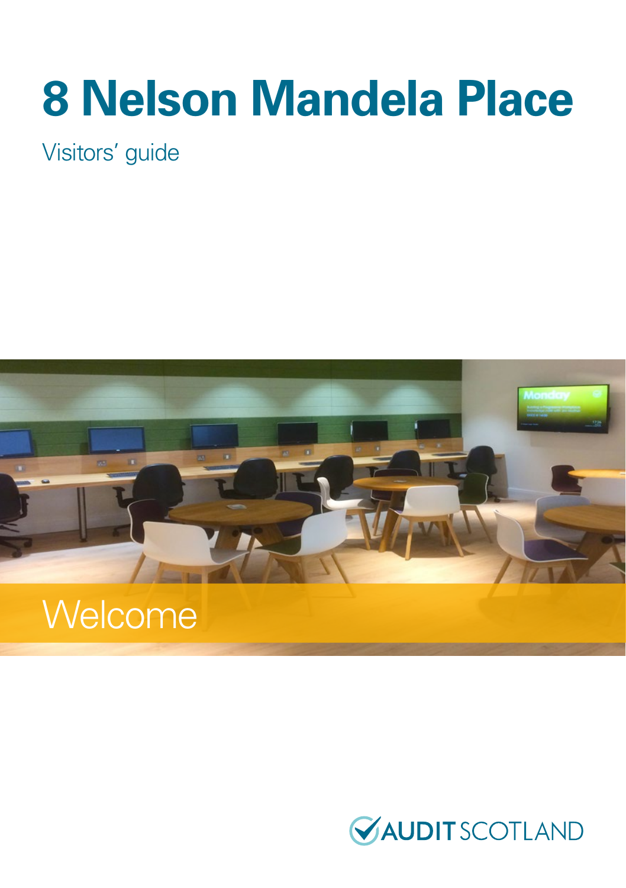# 8 Nelson Mandela Place

Visitors' guide

Welcome

AUDIT SCOTLAND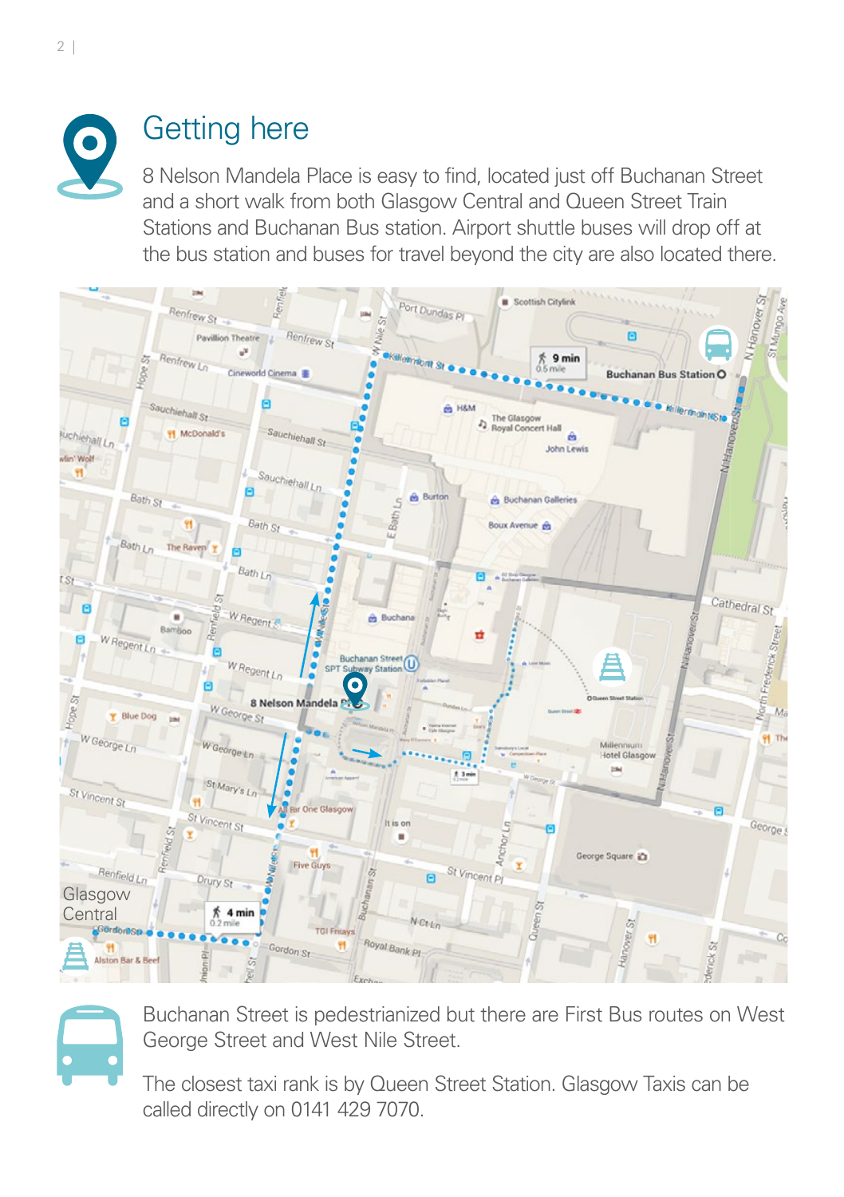# Getting here

8 Nelson Mandela Place is easy to find, located just off Buchanan Street and a short walk from both Glasgow Central and Queen Street Train Stations and Buchanan Bus station. Airport shuttle buses will drop off at the bus station and buses for travel beyond the city are also located there.

Buchanan Street is pedestrianized but there are First Bus routes on West George Street and West Nile Street.

The closest taxi rank is by Queen Street Station. Glasgow Taxis can be called directly on 0141 429 7070.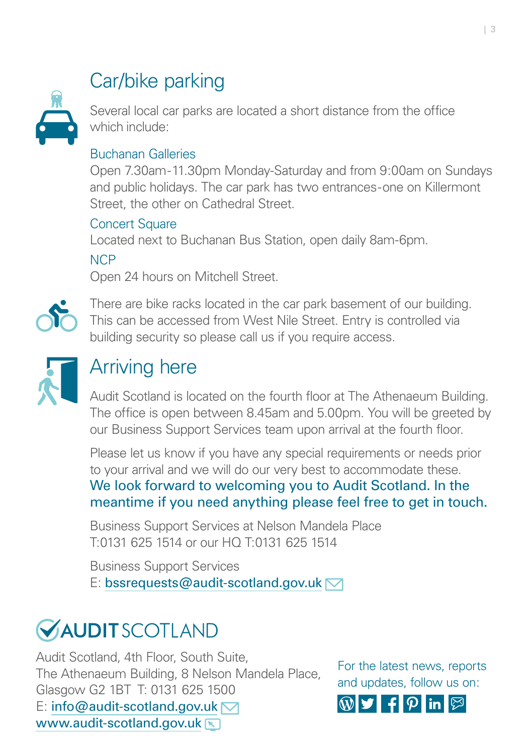## Car/bike parking

Several local car parks are located a short distance from the office which include:

### Buchanan Galleries

Open 7.30am-11.30pm Monday-Saturday and from 9:00am on Sundays and public holidays. The car park has two entrances-one on Killermont Street, the other on Cathedral Street.

### Concert Square

Located next to Buchanan Bus Station, open daily 8am-6pm.

### NCP

Open 24 hours on Mitchell Street.

There are bike racks located in the car park basement of our building. This can be accessed from West Nile Street. Entry is controlled via building security so please call us if you require access.

## Arriving here

Audit Scotland is located on the fourth floor at The Athenaeum Building. The office is open between 8.45am and 5.00pm. You will be greeted by our Business Support Services team upon arrival at the fourth floor.

Please let us know if you have any special requirements or needs prior to your arrival and we will do our very best to accommodate these. **We look forward to welcoming you to Audit Scotland. In the meantime if you need anything please feel free to get in touch.**

Business Support Services at Nelson Mandela Place
T:0131 625 1514 or our HQ T:0131 625 1514

Business Support Services
E: bssrequests@audit-scotland.gov.uk

**AUDIT SCOTLAND**

Audit Scotland, 4th Floor, South Suite,
The Athenaeum Building, 8 Nelson Mandela Place,
Glasgow G2 1BT T: 0131 625 1500
E: info@audit-scotland.gov.uk
www.audit-scotland.gov.uk

For the latest news, reports and updates, follow us on: